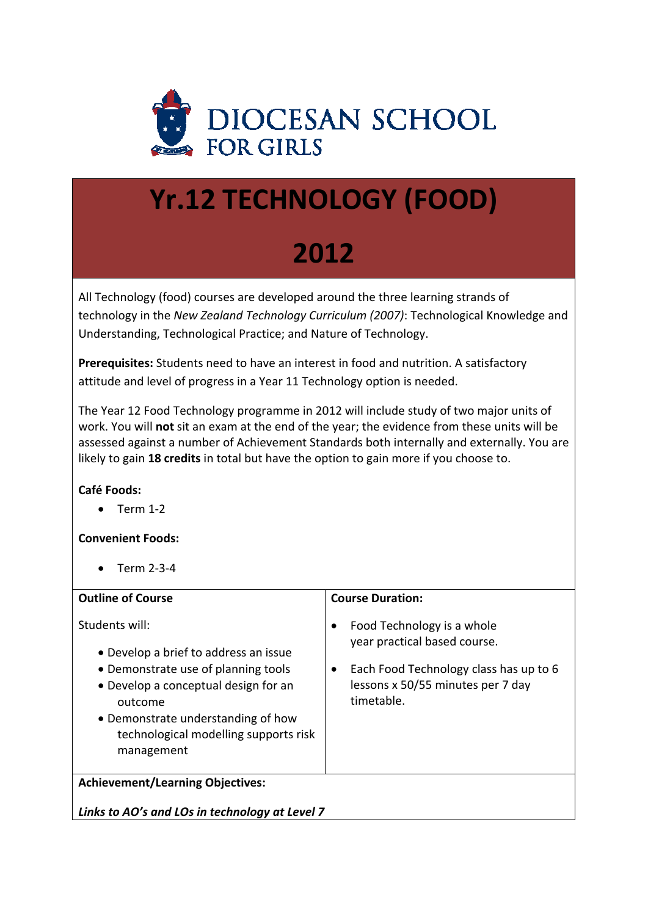DIOCESAN SCHOOL FOR GIRLS

# Yr.12 TECHNOLOGY (FOOD)

# 2012

All Technology (food) courses are developed around the three learning strands of technology in the *New Zealand Technology Curriculum (2007)*: Technological Knowledge and Understanding, Technological Practice; and Nature of Technology.

**Prerequisites:** Students need to have an interest in food and nutrition. A satisfactory attitude and level of progress in a Year 11 Technology option is needed.

The Year 12 Food Technology programme in 2012 will include study of two major units of work. You will **not** sit an exam at the end of the year; the evidence from these units will be assessed against a number of Achievement Standards both internally and externally. You are likely to gain **18 credits** in total but have the option to gain more if you choose to.

**Café Foods:**

- Term 1-2

**Convenient Foods:**

- Term 2-3-4

| **Outline of Course** | **Course Duration:** |
|---|---|
| Students will:<br>• Develop a brief to address an issue<br>• Demonstrate use of planning tools<br>• Develop a conceptual design for an outcome<br>• Demonstrate understanding of how technological modelling supports risk management | • Food Technology is a whole year practical based course.<br>• Each Food Technology class has up to 6 lessons x 50/55 minutes per 7 day timetable. |

**Achievement/Learning Objectives:**

***Links to AO's and LOs in technology at Level 7***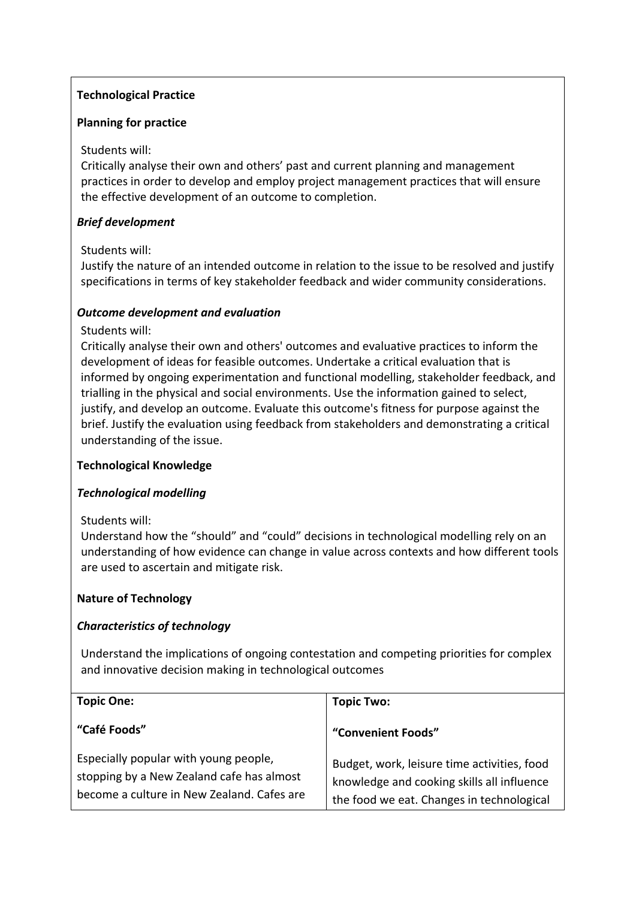**Technological Practice**

**Planning for practice**

Students will:
Critically analyse their own and others' past and current planning and management practices in order to develop and employ project management practices that will ensure the effective development of an outcome to completion.

***Brief development***

Students will:
Justify the nature of an intended outcome in relation to the issue to be resolved and justify specifications in terms of key stakeholder feedback and wider community considerations.

***Outcome development and evaluation***

Students will:
Critically analyse their own and others' outcomes and evaluative practices to inform the development of ideas for feasible outcomes. Undertake a critical evaluation that is informed by ongoing experimentation and functional modelling, stakeholder feedback, and trialling in the physical and social environments. Use the information gained to select, justify, and develop an outcome. Evaluate this outcome's fitness for purpose against the brief. Justify the evaluation using feedback from stakeholders and demonstrating a critical understanding of the issue.

**Technological Knowledge**

***Technological modelling***

Students will:
Understand how the "should" and "could" decisions in technological modelling rely on an understanding of how evidence can change in value across contexts and how different tools are used to ascertain and mitigate risk.

**Nature of Technology**

***Characteristics of technology***

Understand the implications of ongoing contestation and competing priorities for complex and innovative decision making in technological outcomes

| **Topic One:**<br><br>**"Café Foods"**<br><br>Especially popular with young people, stopping by a New Zealand cafe has almost become a culture in New Zealand. Cafes are | **Topic Two:**<br><br>**"Convenient Foods"**<br><br>Budget, work, leisure time activities, food knowledge and cooking skills all influence the food we eat. Changes in technological |
|---|---|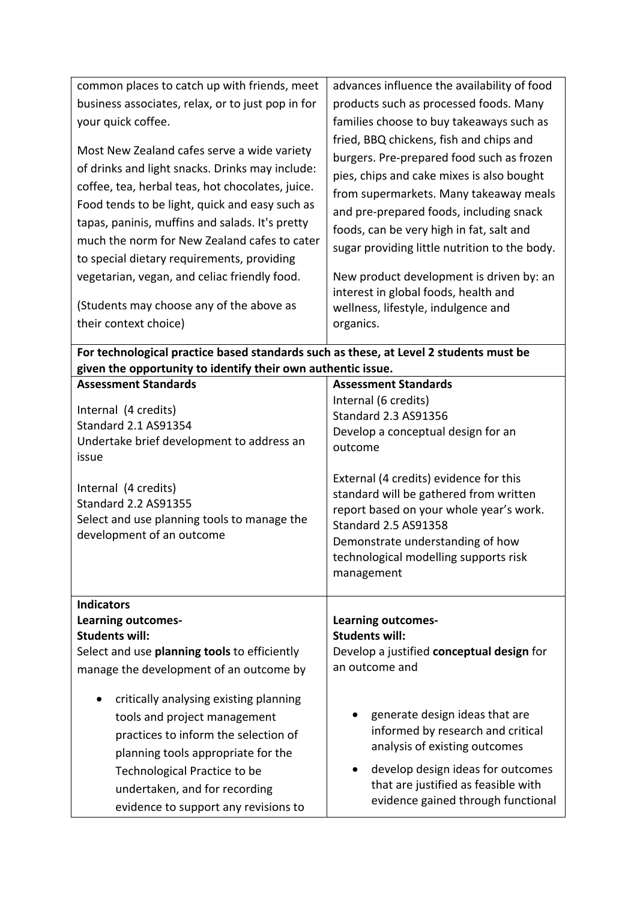| | |
|---|---|
| common places to catch up with friends, meet business associates, relax, or to just pop in for your quick coffee.<br><br>Most New Zealand cafes serve a wide variety of drinks and light snacks. Drinks may include: coffee, tea, herbal teas, hot chocolates, juice. Food tends to be light, quick and easy such as tapas, paninis, muffins and salads. It's pretty much the norm for New Zealand cafes to cater to special dietary requirements, providing vegetarian, vegan, and celiac friendly food.<br><br>(Students may choose any of the above as their context choice) | advances influence the availability of food products such as processed foods. Many families choose to buy takeaways such as fried, BBQ chickens, fish and chips and burgers. Pre-prepared food such as frozen pies, chips and cake mixes is also bought from supermarkets. Many takeaway meals and pre-prepared foods, including snack foods, can be very high in fat, salt and sugar providing little nutrition to the body.<br><br>New product development is driven by: an interest in global foods, health and wellness, lifestyle, indulgence and organics. |
| **For technological practice based standards such as these, at Level 2 students must be given the opportunity to identify their own authentic issue.** | |
| **Assessment Standards**<br><br>Internal (4 credits)<br>Standard 2.1 AS91354<br>Undertake brief development to address an issue<br><br>Internal (4 credits)<br>Standard 2.2 AS91355<br>Select and use planning tools to manage the development of an outcome | **Assessment Standards**<br>Internal (6 credits)<br>Standard 2.3 AS91356<br>Develop a conceptual design for an outcome<br><br>External (4 credits) evidence for this standard will be gathered from written report based on your whole year's work.<br>Standard 2.5 AS91358<br>Demonstrate understanding of how technological modelling supports risk management |
| **Indicators**<br>**Learning outcomes-**<br>**Students will:**<br>Select and use **planning tools** to efficiently manage the development of an outcome by<br><br>• critically analysing existing planning tools and project management practices to inform the selection of planning tools appropriate for the Technological Practice to be undertaken, and for recording evidence to support any revisions to | **Learning outcomes-**<br>**Students will:**<br>Develop a justified **conceptual design** for an outcome and<br><br>• generate design ideas that are informed by research and critical analysis of existing outcomes<br>• develop design ideas for outcomes that are justified as feasible with evidence gained through functional |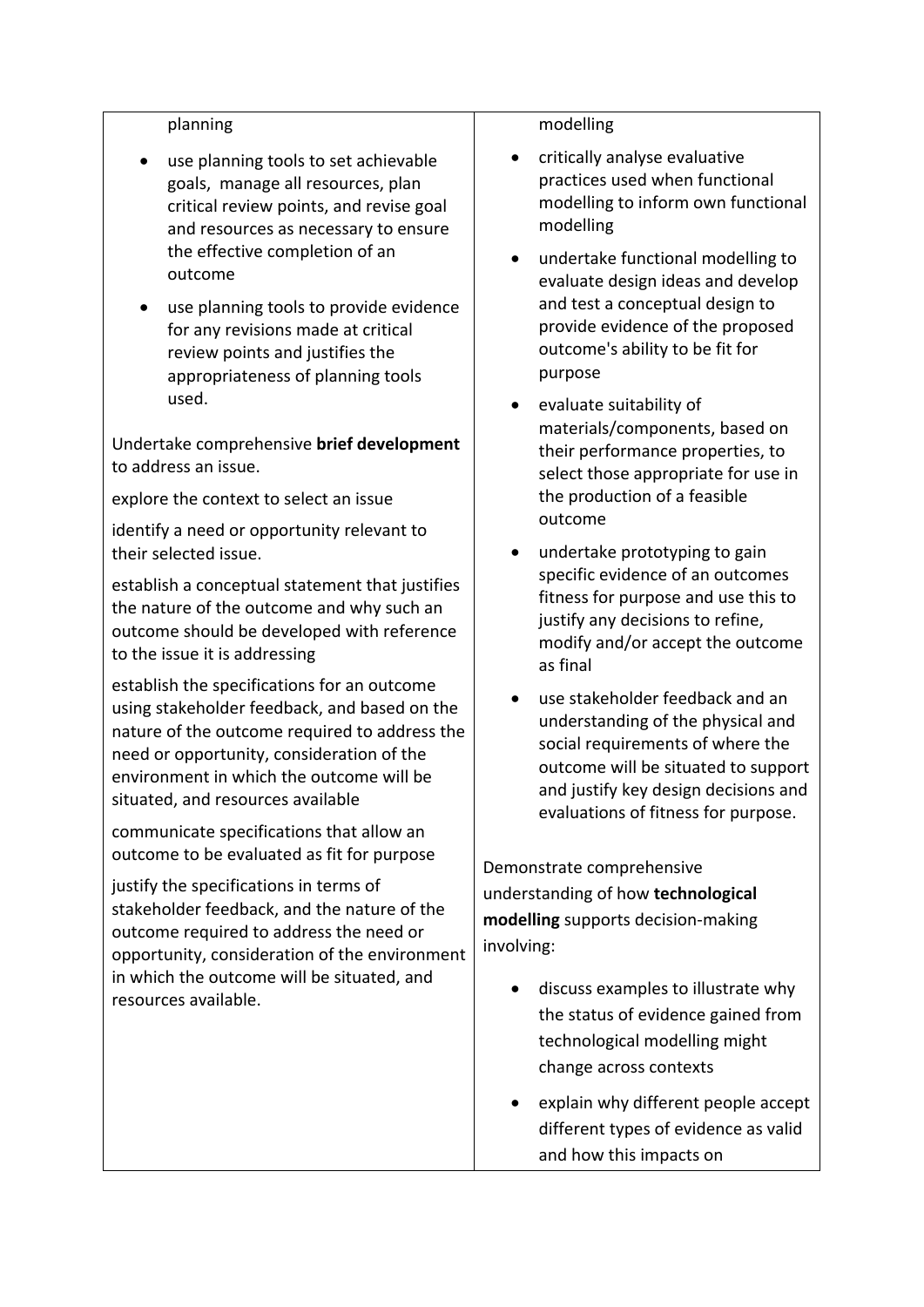| | |
|---|---|
| planning<br><ul><li>use planning tools to set achievable goals,  manage all resources, plan critical review points, and revise goal and resources as necessary to ensure the effective completion of an outcome</li><li>use planning tools to provide evidence for any revisions made at critical review points and justifies the appropriateness of planning tools used.</li></ul>Undertake comprehensive **brief development** to address an issue.<br><br>explore the context to select an issue<br><br>identify a need or opportunity relevant to their selected issue.<br><br>establish a conceptual statement that justifies the nature of the outcome and why such an outcome should be developed with reference to the issue it is addressing<br><br>establish the specifications for an outcome using stakeholder feedback, and based on the nature of the outcome required to address the need or opportunity, consideration of the environment in which the outcome will be situated, and resources available<br><br>communicate specifications that allow an outcome to be evaluated as fit for purpose<br><br>justify the specifications in terms of stakeholder feedback, and the nature of the outcome required to address the need or opportunity, consideration of the environment in which the outcome will be situated, and resources available. | modelling<br><ul><li>critically analyse evaluative practices used when functional modelling to inform own functional modelling</li><li>undertake functional modelling to evaluate design ideas and develop and test a conceptual design to provide evidence of the proposed outcome's ability to be fit for purpose</li><li>evaluate suitability of materials/components, based on their performance properties, to select those appropriate for use in the production of a feasible outcome</li><li>undertake prototyping to gain specific evidence of an outcomes fitness for purpose and use this to justify any decisions to refine, modify and/or accept the outcome as final</li><li>use stakeholder feedback and an understanding of the physical and social requirements of where the outcome will be situated to support and justify key design decisions and evaluations of fitness for purpose.</li></ul>Demonstrate comprehensive understanding of how **technological modelling** supports decision-making involving:<br><ul><li>discuss examples to illustrate why the status of evidence gained from technological modelling might change across contexts</li><li>explain why different people accept different types of evidence as valid and how this impacts on</li></ul> |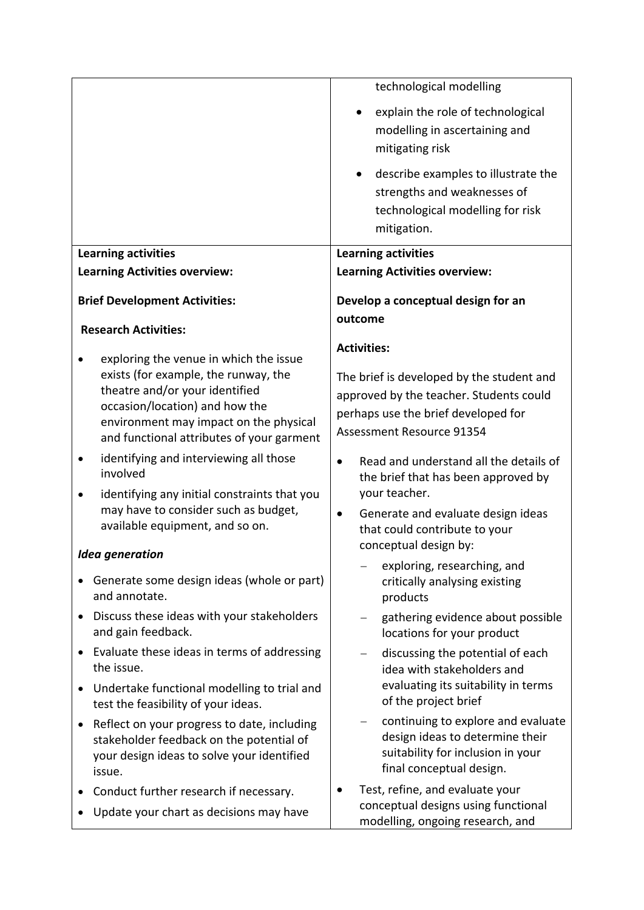| | technological modelling<br>• explain the role of technological modelling in ascertaining and mitigating risk<br>• describe examples to illustrate the strengths and weaknesses of technological modelling for risk mitigation. |
|---|---|
| **Learning activities**<br>**Learning Activities overview:**<br><br>**Brief Development Activities:**<br><br>**Research Activities:**<br>• exploring the venue in which the issue exists (for example, the runway, the theatre and/or your identified occasion/location) and how the environment may impact on the physical and functional attributes of your garment<br>• identifying and interviewing all those involved<br>• identifying any initial constraints that you may have to consider such as budget, available equipment, and so on.<br><br>***Idea generation***<br>• Generate some design ideas (whole or part) and annotate.<br>• Discuss these ideas with your stakeholders and gain feedback.<br>• Evaluate these ideas in terms of addressing the issue.<br>• Undertake functional modelling to trial and test the feasibility of your ideas.<br>• Reflect on your progress to date, including stakeholder feedback on the potential of your design ideas to solve your identified issue.<br>• Conduct further research if necessary.<br>• Update your chart as decisions may have | **Learning activities**<br>**Learning Activities overview:**<br><br>**Develop a conceptual design for an outcome**<br><br>**Activities:**<br><br>The brief is developed by the student and approved by the teacher. Students could perhaps use the brief developed for Assessment Resource 91354<br>• Read and understand all the details of the brief that has been approved by your teacher.<br>• Generate and evaluate design ideas that could contribute to your conceptual design by:<br>&nbsp;&nbsp;– exploring, researching, and critically analysing existing products<br>&nbsp;&nbsp;– gathering evidence about possible locations for your product<br>&nbsp;&nbsp;– discussing the potential of each idea with stakeholders and evaluating its suitability in terms of the project brief<br>&nbsp;&nbsp;– continuing to explore and evaluate design ideas to determine their suitability for inclusion in your final conceptual design.<br>• Test, refine, and evaluate your conceptual designs using functional modelling, ongoing research, and |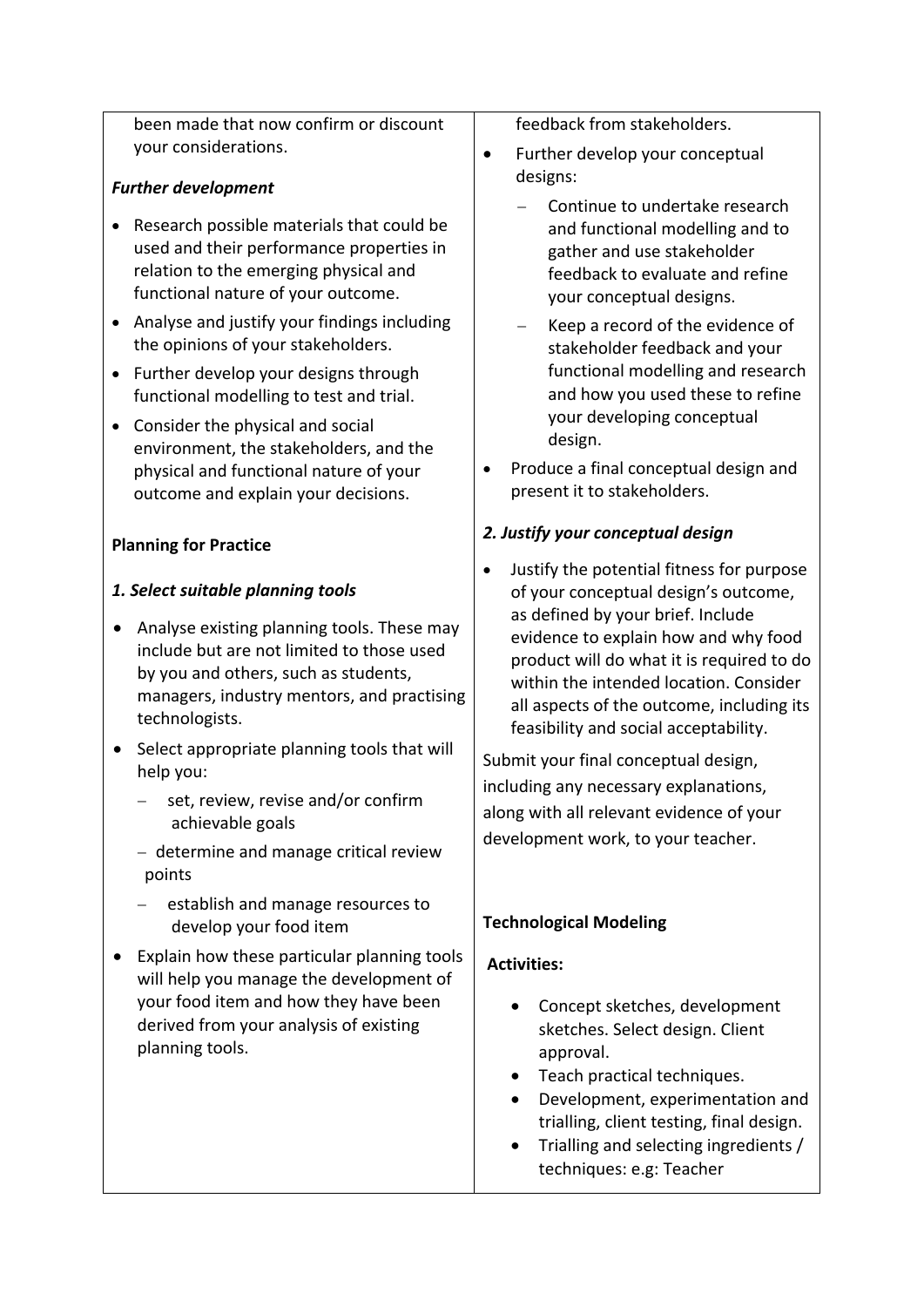been made that now confirm or discount your considerations.

***Further development***

- Research possible materials that could be used and their performance properties in relation to the emerging physical and functional nature of your outcome.
- Analyse and justify your findings including the opinions of your stakeholders.
- Further develop your designs through functional modelling to test and trial.
- Consider the physical and social environment, the stakeholders, and the physical and functional nature of your outcome and explain your decisions.

**Planning for Practice**

***1. Select suitable planning tools***

- Analyse existing planning tools. These may include but are not limited to those used by you and others, such as students, managers, industry mentors, and practising technologists.
- Select appropriate planning tools that will help you:
  - set, review, revise and/or confirm achievable goals
  - determine and manage critical review points
  - establish and manage resources to develop your food item
- Explain how these particular planning tools will help you manage the development of your food item and how they have been derived from your analysis of existing planning tools.

feedback from stakeholders.

- Further develop your conceptual designs:
  - Continue to undertake research and functional modelling and to gather and use stakeholder feedback to evaluate and refine your conceptual designs.
  - Keep a record of the evidence of stakeholder feedback and your functional modelling and research and how you used these to refine your developing conceptual design.
- Produce a final conceptual design and present it to stakeholders.

***2. Justify your conceptual design***

- Justify the potential fitness for purpose of your conceptual design's outcome, as defined by your brief. Include evidence to explain how and why food product will do what it is required to do within the intended location. Consider all aspects of the outcome, including its feasibility and social acceptability.

Submit your final conceptual design, including any necessary explanations, along with all relevant evidence of your development work, to your teacher.

**Technological Modeling**

**Activities:**

- Concept sketches, development sketches. Select design. Client approval.
- Teach practical techniques.
- Development, experimentation and trialling, client testing, final design.
- Trialling and selecting ingredients / techniques: e.g: Teacher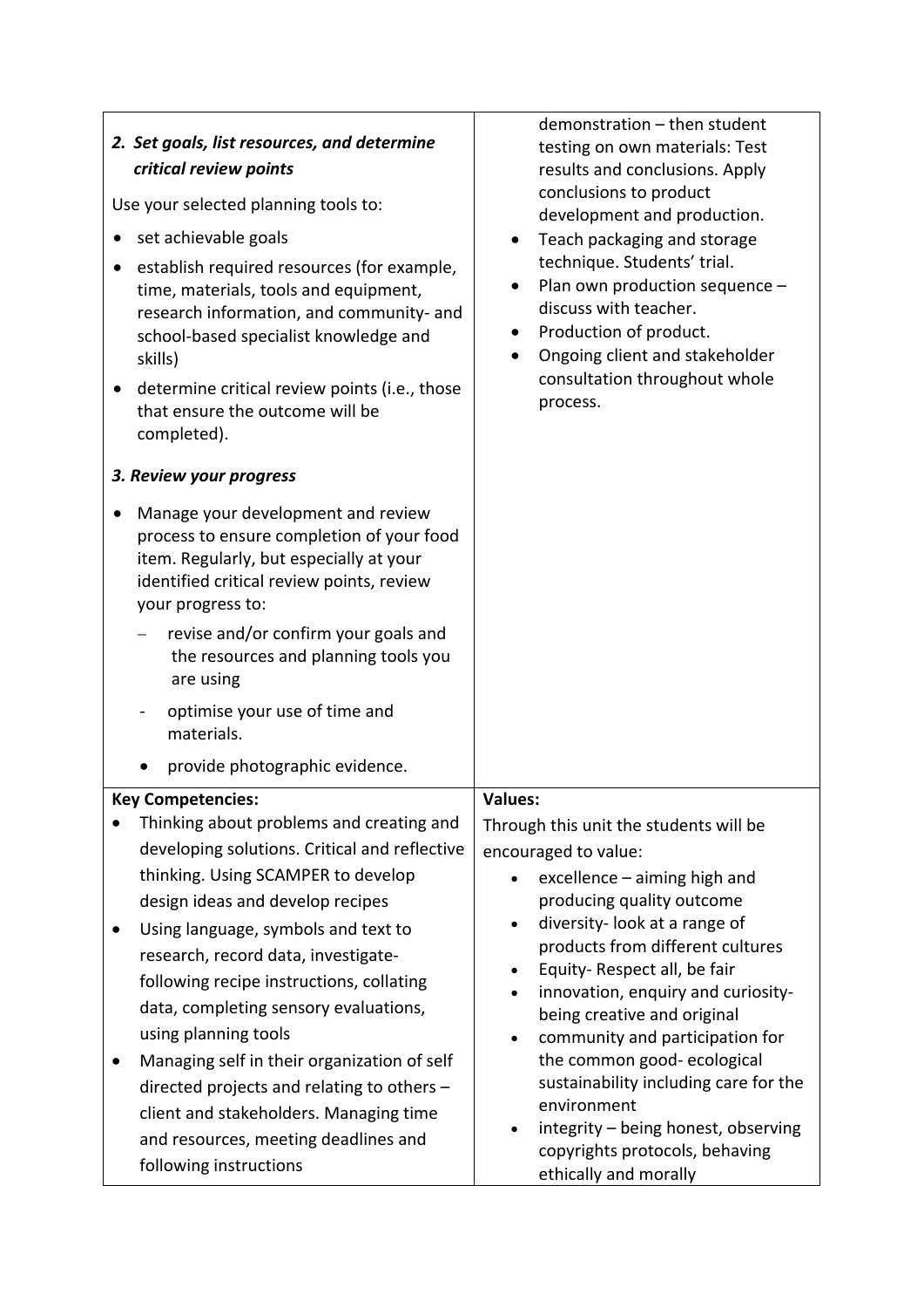| | |
|---|---|
| ***2. Set goals, list resources, and determine critical review points***<br><br>Use your selected planning tools to:<br><br>• set achievable goals<br>• establish required resources (for example, time, materials, tools and equipment, research information, and community- and school-based specialist knowledge and skills)<br>• determine critical review points (i.e., those that ensure the outcome will be completed).<br><br>***3. Review your progress***<br><br>• Manage your development and review process to ensure completion of your food item. Regularly, but especially at your identified critical review points, review your progress to:<br>  – revise and/or confirm your goals and the resources and planning tools you are using<br>  - optimise your use of time and materials.<br>  • provide photographic evidence. | demonstration – then student testing on own materials: Test results and conclusions. Apply conclusions to product development and production.<br>• Teach packaging and storage technique. Students' trial.<br>• Plan own production sequence – discuss with teacher.<br>• Production of product.<br>• Ongoing client and stakeholder consultation throughout whole process. |
| **Key Competencies:**<br>• Thinking about problems and creating and developing solutions. Critical and reflective thinking. Using SCAMPER to develop design ideas and develop recipes<br>• Using language, symbols and text to research, record data, investigate- following recipe instructions, collating data, completing sensory evaluations, using planning tools<br>• Managing self in their organization of self directed projects and relating to others – client and stakeholders. Managing time and resources, meeting deadlines and following instructions | **Values:**<br>Through this unit the students will be encouraged to value:<br>• excellence – aiming high and producing quality outcome<br>• diversity- look at a range of products from different cultures<br>• Equity- Respect all, be fair<br>• innovation, enquiry and curiosity- being creative and original<br>• community and participation for the common good- ecological sustainability including care for the environment<br>• integrity – being honest, observing copyrights protocols, behaving ethically and morally |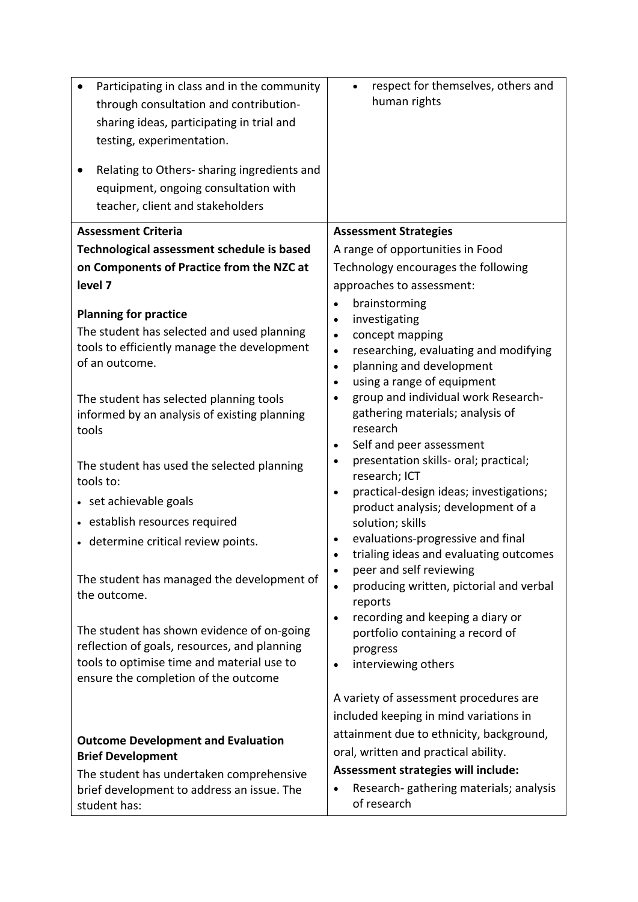| | |
|---|---|
| • Participating in class and in the community through consultation and contribution-sharing ideas, participating in trial and testing, experimentation.<br><br>• Relating to Others- sharing ingredients and equipment, ongoing consultation with teacher, client and stakeholders | • respect for themselves, others and human rights |
| **Assessment Criteria**<br>**Technological assessment schedule is based on Components of Practice from the NZC at level 7**<br><br>**Planning for practice**<br>The student has selected and used planning tools to efficiently manage the development of an outcome.<br><br>The student has selected planning tools informed by an analysis of existing planning tools<br><br>The student has used the selected planning tools to:<br>• set achievable goals<br>• establish resources required<br>• determine critical review points.<br><br>The student has managed the development of the outcome.<br><br>The student has shown evidence of on-going reflection of goals, resources, and planning tools to optimise time and material use to ensure the completion of the outcome<br><br>**Outcome Development and Evaluation**<br>**Brief Development**<br>The student has undertaken comprehensive brief development to address an issue. The student has: | **Assessment Strategies**<br>A range of opportunities in Food Technology encourages the following approaches to assessment:<br>• brainstorming<br>• investigating<br>• concept mapping<br>• researching, evaluating and modifying<br>• planning and development<br>• using a range of equipment<br>• group and individual work Research-gathering materials; analysis of research<br>• Self and peer assessment<br>• presentation skills- oral; practical; research; ICT<br>• practical-design ideas; investigations; product analysis; development of a solution; skills<br>• evaluations-progressive and final<br>• trialing ideas and evaluating outcomes<br>• peer and self reviewing<br>• producing written, pictorial and verbal reports<br>• recording and keeping a diary or portfolio containing a record of progress<br>• interviewing others<br><br>A variety of assessment procedures are included keeping in mind variations in attainment due to ethnicity, background, oral, written and practical ability.<br>**Assessment strategies will include:**<br>• Research- gathering materials; analysis of research |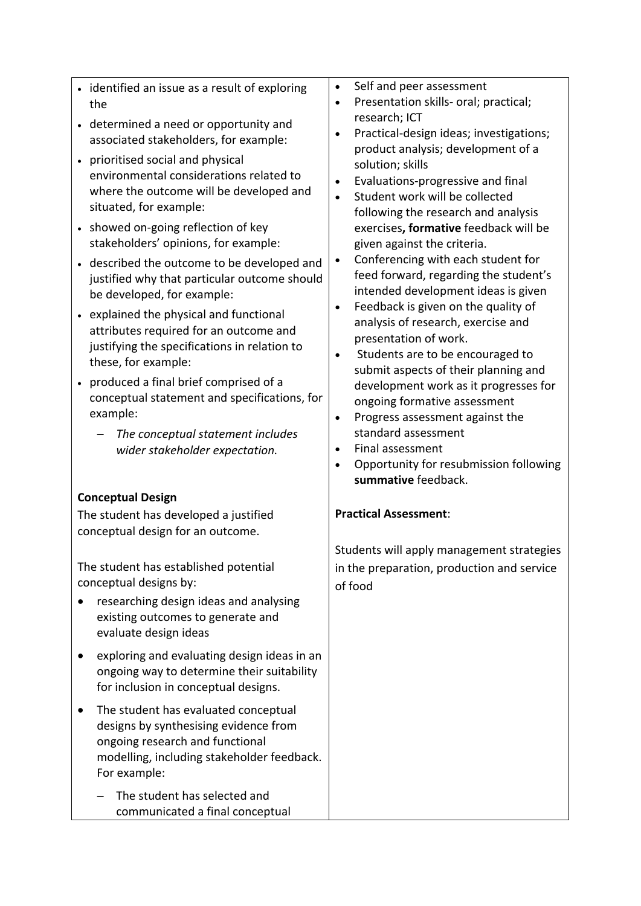| | |
|---|---|
| • identified an issue as a result of exploring the<br>• determined a need or opportunity and associated stakeholders, for example:<br>• prioritised social and physical environmental considerations related to where the outcome will be developed and situated, for example:<br>• showed on-going reflection of key stakeholders' opinions, for example:<br>• described the outcome to be developed and justified why that particular outcome should be developed, for example:<br>• explained the physical and functional attributes required for an outcome and justifying the specifications in relation to these, for example:<br>• produced a final brief comprised of a conceptual statement and specifications, for example:<br>&nbsp;&nbsp;&nbsp;&nbsp;– *The conceptual statement includes wider stakeholder expectation.*<br><br>**Conceptual Design**<br>The student has developed a justified conceptual design for an outcome.<br><br>The student has established potential conceptual designs by:<br>• researching design ideas and analysing existing outcomes to generate and evaluate design ideas<br>• exploring and evaluating design ideas in an ongoing way to determine their suitability for inclusion in conceptual designs.<br>• The student has evaluated conceptual designs by synthesising evidence from ongoing research and functional modelling, including stakeholder feedback. For example:<br>&nbsp;&nbsp;&nbsp;&nbsp;– The student has selected and communicated a final conceptual | • Self and peer assessment<br>• Presentation skills- oral; practical; research; ICT<br>• Practical-design ideas; investigations; product analysis; development of a solution; skills<br>• Evaluations-progressive and final<br>• Student work will be collected following the research and analysis exercises**, formative** feedback will be given against the criteria.<br>• Conferencing with each student for feed forward, regarding the student's intended development ideas is given<br>• Feedback is given on the quality of analysis of research, exercise and presentation of work.<br>• Students are to be encouraged to submit aspects of their planning and development work as it progresses for ongoing formative assessment<br>• Progress assessment against the standard assessment<br>• Final assessment<br>• Opportunity for resubmission following **summative** feedback.<br><br>**Practical Assessment**:<br><br>Students will apply management strategies in the preparation, production and service of food |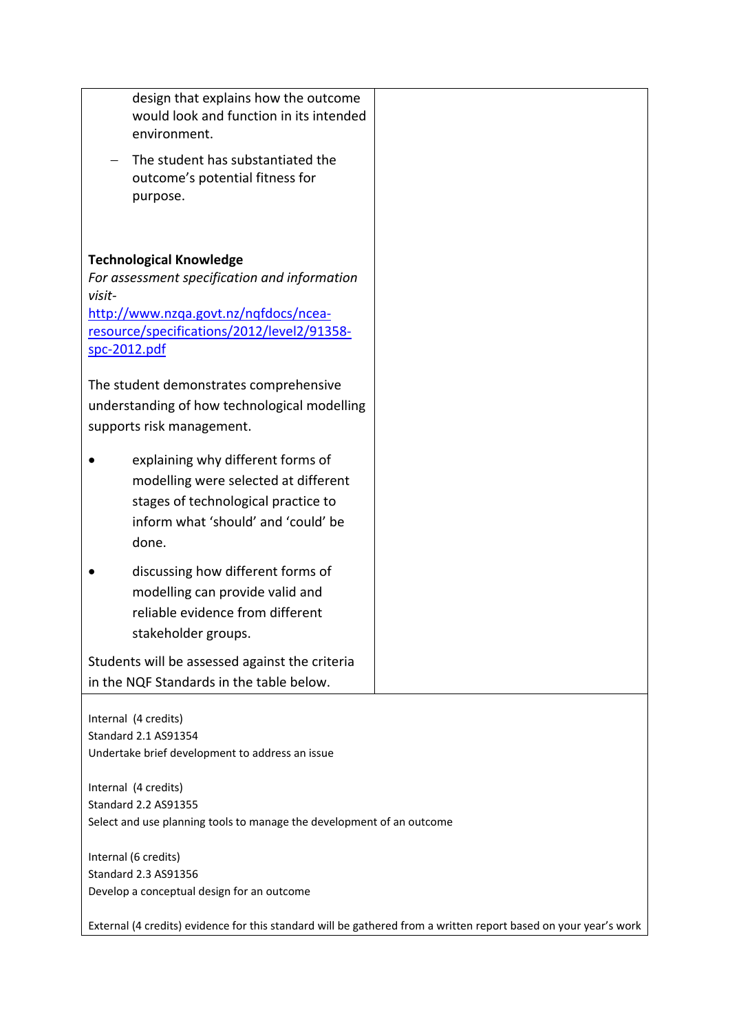| | |
|---|---|
| design that explains how the outcome would look and function in its intended environment.<br>– The student has substantiated the outcome's potential fitness for purpose.<br><br>**Technological Knowledge**<br>*For assessment specification and information visit-* [http://www.nzqa.govt.nz/nqfdocs/ncea-resource/specifications/2012/level2/91358-spc-2012.pdf](http://www.nzqa.govt.nz/nqfdocs/ncea-resource/specifications/2012/level2/91358-spc-2012.pdf)<br><br>The student demonstrates comprehensive understanding of how technological modelling supports risk management.<br>• explaining why different forms of modelling were selected at different stages of technological practice to inform what 'should' and 'could' be done.<br>• discussing how different forms of modelling can provide valid and reliable evidence from different stakeholder groups.<br><br>Students will be assessed against the criteria in the NQF Standards in the table below. | |

Internal (4 credits)
Standard 2.1 AS91354
Undertake brief development to address an issue

Internal (4 credits)
Standard 2.2 AS91355
Select and use planning tools to manage the development of an outcome

Internal (6 credits)
Standard 2.3 AS91356
Develop a conceptual design for an outcome

External (4 credits) evidence for this standard will be gathered from a written report based on your year's work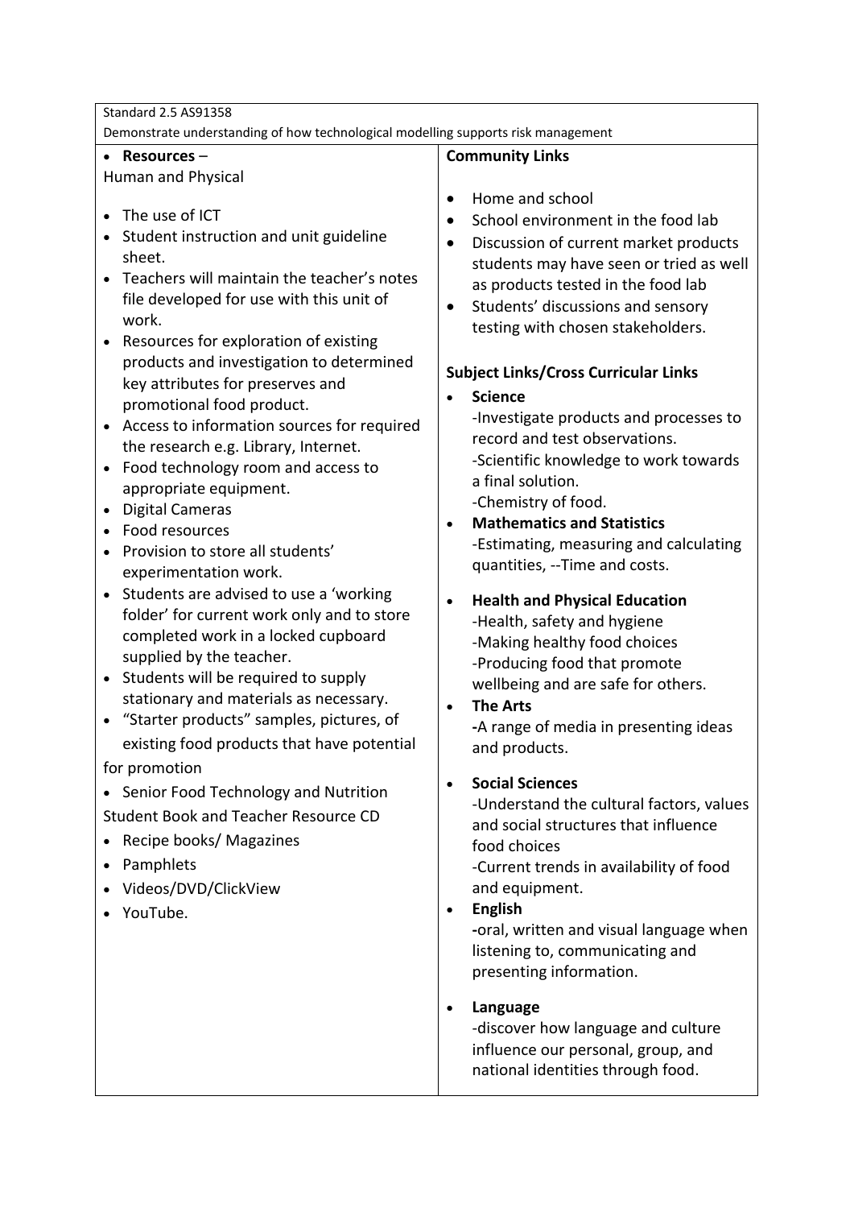| Standard 2.5 AS91358<br>Demonstrate understanding of how technological modelling supports risk management | |
|---|---|
| • **Resources** –<br>Human and Physical<br><br>• The use of ICT<br>• Student instruction and unit guideline sheet.<br>• Teachers will maintain the teacher's notes file developed for use with this unit of work.<br>• Resources for exploration of existing products and investigation to determined key attributes for preserves and promotional food product.<br>• Access to information sources for required the research e.g. Library, Internet.<br>• Food technology room and access to appropriate equipment.<br>• Digital Cameras<br>• Food resources<br>• Provision to store all students' experimentation work.<br>• Students are advised to use a 'working folder' for current work only and to store completed work in a locked cupboard supplied by the teacher.<br>• Students will be required to supply stationary and materials as necessary.<br>• "Starter products" samples, pictures, of existing food products that have potential for promotion<br>• Senior Food Technology and Nutrition Student Book and Teacher Resource CD<br>• Recipe books/ Magazines<br>• Pamphlets<br>• Videos/DVD/ClickView<br>• YouTube. | **Community Links**<br><br>• Home and school<br>• School environment in the food lab<br>• Discussion of current market products students may have seen or tried as well as products tested in the food lab<br>• Students' discussions and sensory testing with chosen stakeholders.<br><br>**Subject Links/Cross Curricular Links**<br>• **Science**<br>-Investigate products and processes to record and test observations.<br>-Scientific knowledge to work towards a final solution.<br>-Chemistry of food.<br>• **Mathematics and Statistics**<br>-Estimating, measuring and calculating quantities, --Time and costs.<br><br>• **Health and Physical Education**<br>-Health, safety and hygiene<br>-Making healthy food choices<br>-Producing food that promote wellbeing and are safe for others.<br>• **The Arts**<br>-A range of media in presenting ideas and products.<br><br>• **Social Sciences**<br>-Understand the cultural factors, values and social structures that influence food choices<br>-Current trends in availability of food and equipment.<br>• **English**<br>-oral, written and visual language when listening to, communicating and presenting information.<br><br>• **Language**<br>-discover how language and culture influence our personal, group, and national identities through food. |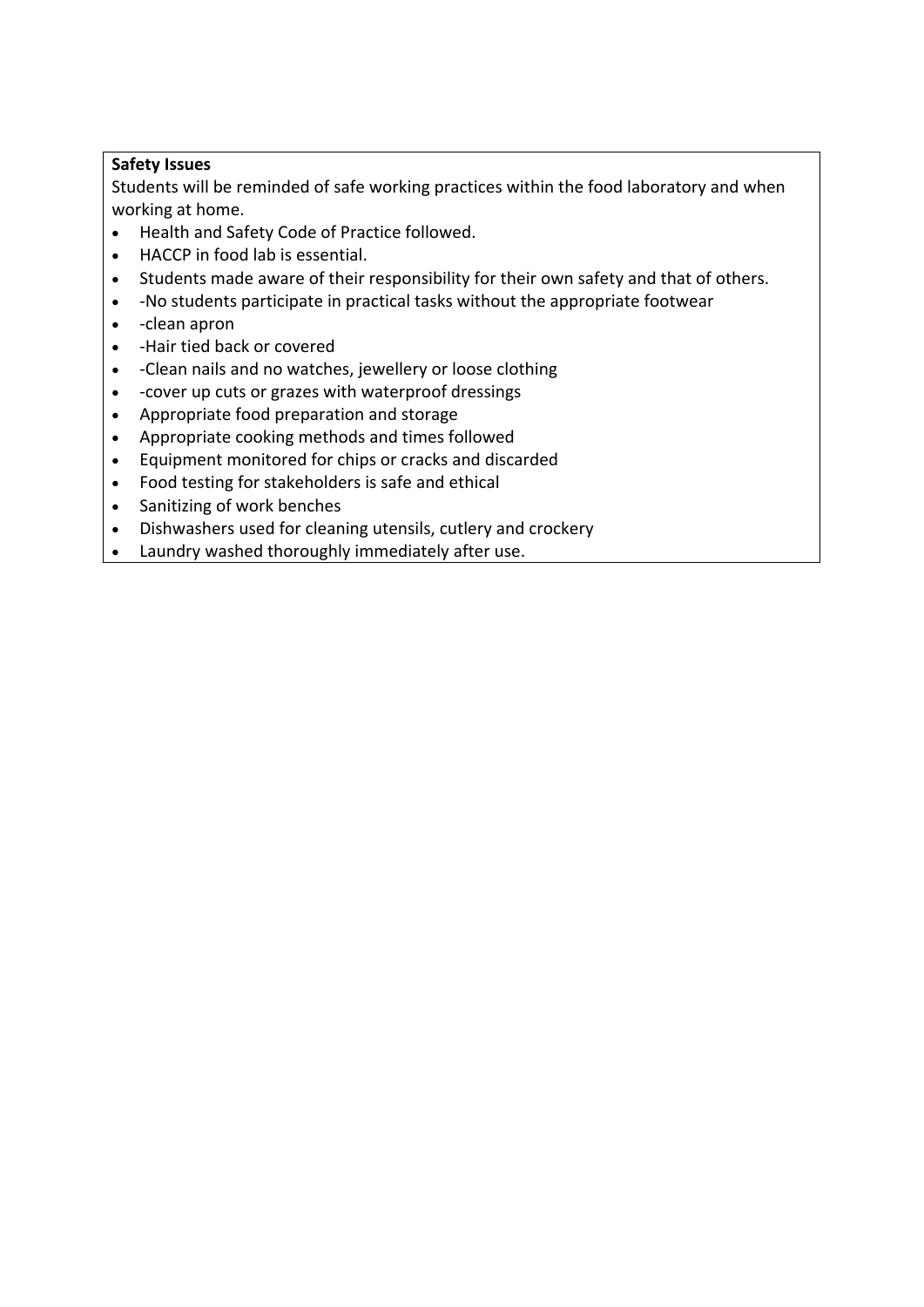**Safety Issues**

Students will be reminded of safe working practices within the food laboratory and when working at home.

- Health and Safety Code of Practice followed.
- HACCP in food lab is essential.
- Students made aware of their responsibility for their own safety and that of others.
- -No students participate in practical tasks without the appropriate footwear
- -clean apron
- -Hair tied back or covered
- -Clean nails and no watches, jewellery or loose clothing
- -cover up cuts or grazes with waterproof dressings
- Appropriate food preparation and storage
- Appropriate cooking methods and times followed
- Equipment monitored for chips or cracks and discarded
- Food testing for stakeholders is safe and ethical
- Sanitizing of work benches
- Dishwashers used for cleaning utensils, cutlery and crockery
- Laundry washed thoroughly immediately after use.